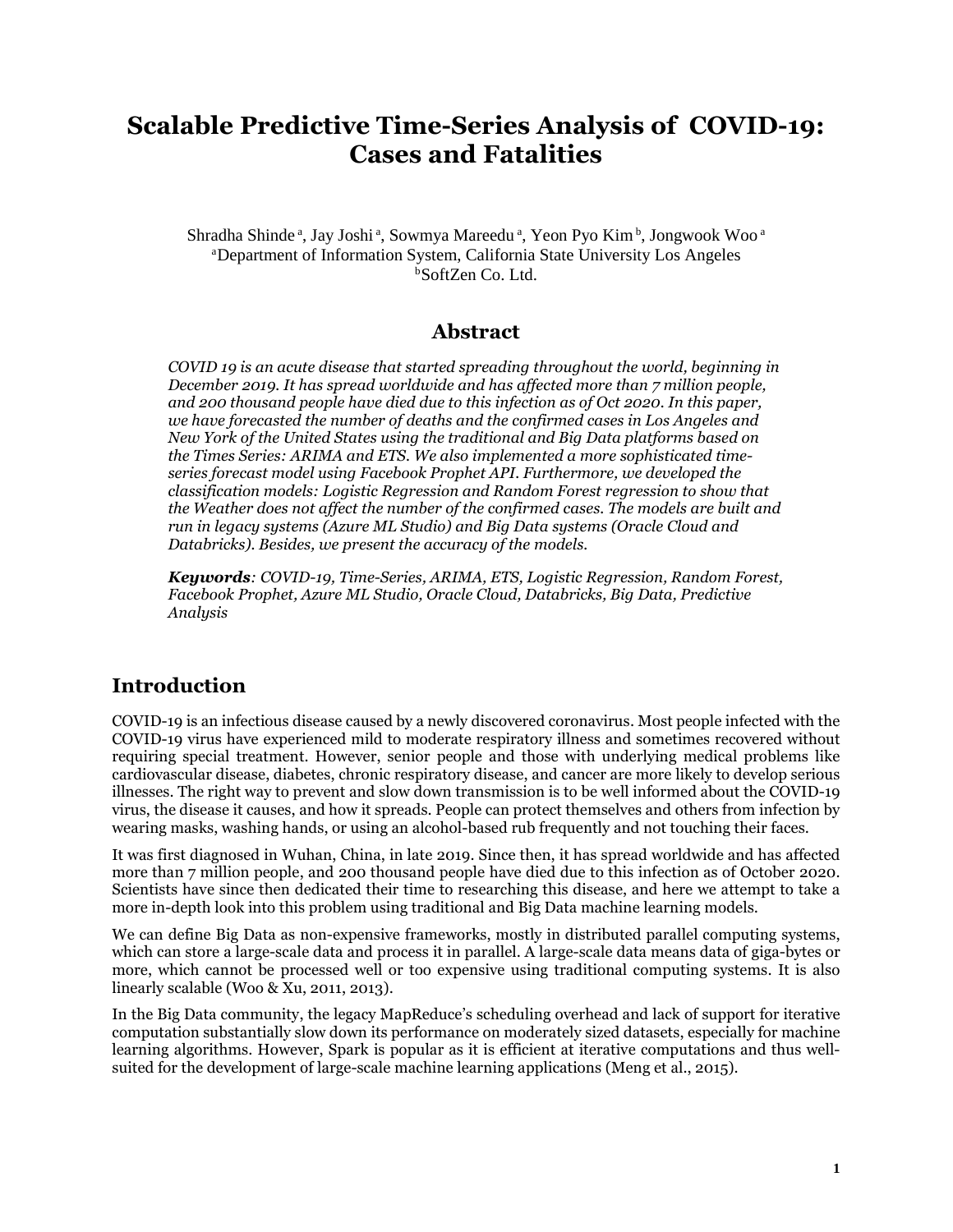# Scalable Predictive Time-Series Analysis of COVID-19: Cases and Fatalities

Shradha Shinde [a], Jay Joshi [a], Sowmya Mareedu [a], Yeon Pyo Kim [b], Jongwook Woo [a]
[a]Department of Information System, California State University Los Angeles
[b]SoftZen Co. Ltd.

## Abstract

*COVID 19 is an acute disease that started spreading throughout the world, beginning in December 2019. It has spread worldwide and has affected more than 7 million people, and 200 thousand people have died due to this infection as of Oct 2020. In this paper, we have forecasted the number of deaths and the confirmed cases in Los Angeles and New York of the United States using the traditional and Big Data platforms based on the Times Series: ARIMA and ETS. We also implemented a more sophisticated time-series forecast model using Facebook Prophet API. Furthermore, we developed the classification models: Logistic Regression and Random Forest regression to show that the Weather does not affect the number of the confirmed cases. The models are built and run in legacy systems (Azure ML Studio) and Big Data systems (Oracle Cloud and Databricks). Besides, we present the accuracy of the models.*

***Keywords****: COVID-19, Time-Series, ARIMA, ETS, Logistic Regression, Random Forest, Facebook Prophet, Azure ML Studio, Oracle Cloud, Databricks, Big Data, Predictive Analysis*

## Introduction

COVID-19 is an infectious disease caused by a newly discovered coronavirus. Most people infected with the COVID-19 virus have experienced mild to moderate respiratory illness and sometimes recovered without requiring special treatment. However, senior people and those with underlying medical problems like cardiovascular disease, diabetes, chronic respiratory disease, and cancer are more likely to develop serious illnesses. The right way to prevent and slow down transmission is to be well informed about the COVID-19 virus, the disease it causes, and how it spreads. People can protect themselves and others from infection by wearing masks, washing hands, or using an alcohol-based rub frequently and not touching their faces.

It was first diagnosed in Wuhan, China, in late 2019. Since then, it has spread worldwide and has affected more than 7 million people, and 200 thousand people have died due to this infection as of October 2020. Scientists have since then dedicated their time to researching this disease, and here we attempt to take a more in-depth look into this problem using traditional and Big Data machine learning models.

We can define Big Data as non-expensive frameworks, mostly in distributed parallel computing systems, which can store a large-scale data and process it in parallel. A large-scale data means data of giga-bytes or more, which cannot be processed well or too expensive using traditional computing systems. It is also linearly scalable (Woo & Xu, 2011, 2013).

In the Big Data community, the legacy MapReduce's scheduling overhead and lack of support for iterative computation substantially slow down its performance on moderately sized datasets, especially for machine learning algorithms. However, Spark is popular as it is efficient at iterative computations and thus well-suited for the development of large-scale machine learning applications (Meng et al., 2015).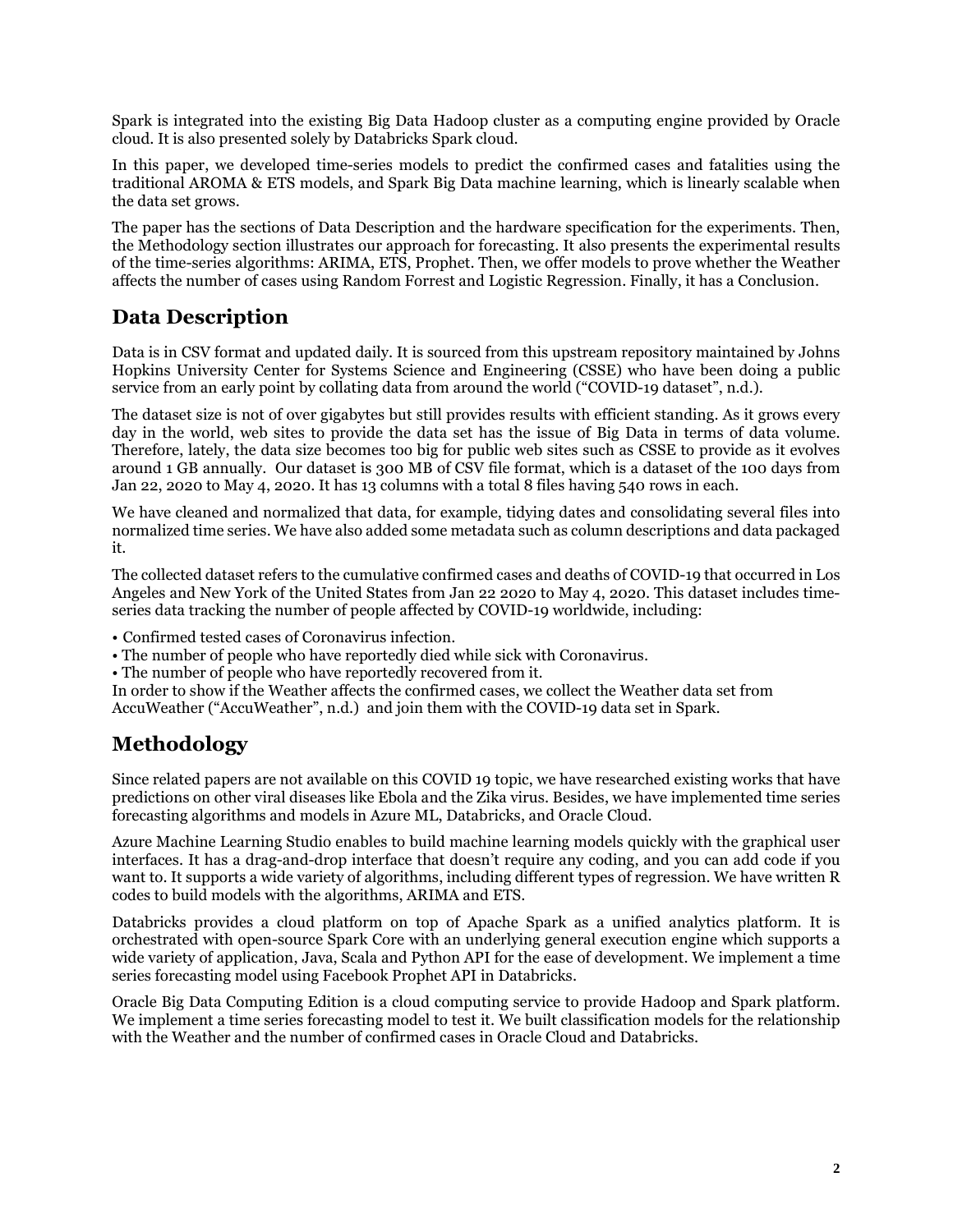Spark is integrated into the existing Big Data Hadoop cluster as a computing engine provided by Oracle cloud. It is also presented solely by Databricks Spark cloud.

In this paper, we developed time-series models to predict the confirmed cases and fatalities using the traditional AROMA & ETS models, and Spark Big Data machine learning, which is linearly scalable when the data set grows.

The paper has the sections of Data Description and the hardware specification for the experiments. Then, the Methodology section illustrates our approach for forecasting. It also presents the experimental results of the time-series algorithms: ARIMA, ETS, Prophet. Then, we offer models to prove whether the Weather affects the number of cases using Random Forrest and Logistic Regression. Finally, it has a Conclusion.

## Data Description

Data is in CSV format and updated daily. It is sourced from this upstream repository maintained by Johns Hopkins University Center for Systems Science and Engineering (CSSE) who have been doing a public service from an early point by collating data from around the world ("COVID-19 dataset", n.d.).

The dataset size is not of over gigabytes but still provides results with efficient standing. As it grows every day in the world, web sites to provide the data set has the issue of Big Data in terms of data volume. Therefore, lately, the data size becomes too big for public web sites such as CSSE to provide as it evolves around 1 GB annually. Our dataset is 300 MB of CSV file format, which is a dataset of the 100 days from Jan 22, 2020 to May 4, 2020. It has 13 columns with a total 8 files having 540 rows in each.

We have cleaned and normalized that data, for example, tidying dates and consolidating several files into normalized time series. We have also added some metadata such as column descriptions and data packaged it.

The collected dataset refers to the cumulative confirmed cases and deaths of COVID-19 that occurred in Los Angeles and New York of the United States from Jan 22 2020 to May 4, 2020. This dataset includes time-series data tracking the number of people affected by COVID-19 worldwide, including:

- Confirmed tested cases of Coronavirus infection.
- The number of people who have reportedly died while sick with Coronavirus.
- The number of people who have reportedly recovered from it.

In order to show if the Weather affects the confirmed cases, we collect the Weather data set from AccuWeather ("AccuWeather", n.d.) and join them with the COVID-19 data set in Spark.

## Methodology

Since related papers are not available on this COVID 19 topic, we have researched existing works that have predictions on other viral diseases like Ebola and the Zika virus. Besides, we have implemented time series forecasting algorithms and models in Azure ML, Databricks, and Oracle Cloud.

Azure Machine Learning Studio enables to build machine learning models quickly with the graphical user interfaces. It has a drag-and-drop interface that doesn't require any coding, and you can add code if you want to. It supports a wide variety of algorithms, including different types of regression. We have written R codes to build models with the algorithms, ARIMA and ETS.

Databricks provides a cloud platform on top of Apache Spark as a unified analytics platform. It is orchestrated with open-source Spark Core with an underlying general execution engine which supports a wide variety of application, Java, Scala and Python API for the ease of development. We implement a time series forecasting model using Facebook Prophet API in Databricks.

Oracle Big Data Computing Edition is a cloud computing service to provide Hadoop and Spark platform. We implement a time series forecasting model to test it. We built classification models for the relationship with the Weather and the number of confirmed cases in Oracle Cloud and Databricks.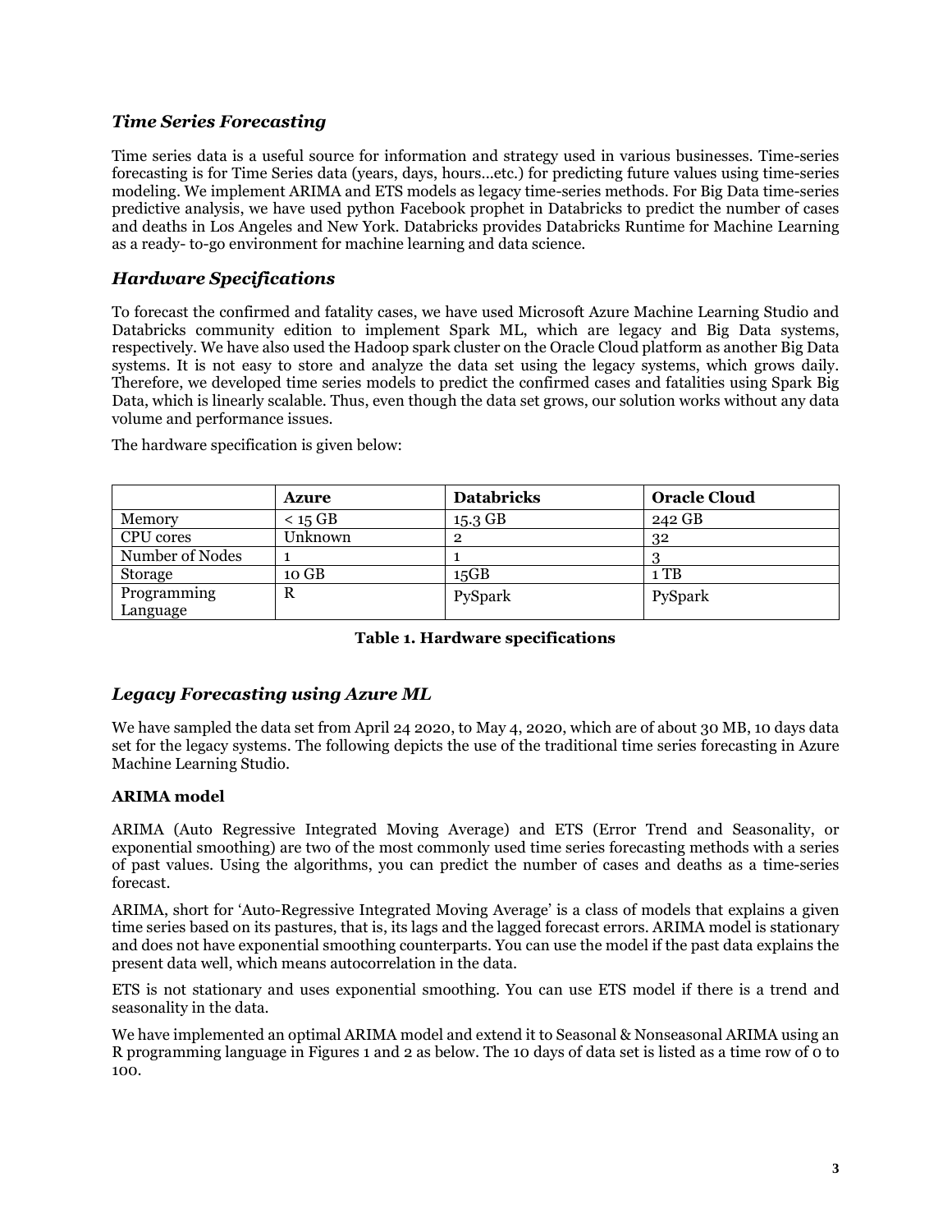## *Time Series Forecasting*

Time series data is a useful source for information and strategy used in various businesses. Time-series forecasting is for Time Series data (years, days, hours...etc.) for predicting future values using time-series modeling. We implement ARIMA and ETS models as legacy time-series methods. For Big Data time-series predictive analysis, we have used python Facebook prophet in Databricks to predict the number of cases and deaths in Los Angeles and New York. Databricks provides Databricks Runtime for Machine Learning as a ready- to-go environment for machine learning and data science.

## *Hardware Specifications*

To forecast the confirmed and fatality cases, we have used Microsoft Azure Machine Learning Studio and Databricks community edition to implement Spark ML, which are legacy and Big Data systems, respectively. We have also used the Hadoop spark cluster on the Oracle Cloud platform as another Big Data systems. It is not easy to store and analyze the data set using the legacy systems, which grows daily. Therefore, we developed time series models to predict the confirmed cases and fatalities using Spark Big Data, which is linearly scalable. Thus, even though the data set grows, our solution works without any data volume and performance issues.

The hardware specification is given below:

| | **Azure** | **Databricks** | **Oracle Cloud** |
|---|---|---|---|
| Memory | < 15 GB | 15.3 GB | 242 GB |
| CPU cores | Unknown | 2 | 32 |
| Number of Nodes | 1 | 1 | 3 |
| Storage | 10 GB | 15GB | 1 TB |
| Programming Language | R | PySpark | PySpark |

**Table 1. Hardware specifications**

## *Legacy Forecasting using Azure ML*

We have sampled the data set from April 24 2020, to May 4, 2020, which are of about 30 MB, 10 days data set for the legacy systems. The following depicts the use of the traditional time series forecasting in Azure Machine Learning Studio.

### **ARIMA model**

ARIMA (Auto Regressive Integrated Moving Average) and ETS (Error Trend and Seasonality, or exponential smoothing) are two of the most commonly used time series forecasting methods with a series of past values. Using the algorithms, you can predict the number of cases and deaths as a time-series forecast.

ARIMA, short for 'Auto-Regressive Integrated Moving Average' is a class of models that explains a given time series based on its pastures, that is, its lags and the lagged forecast errors. ARIMA model is stationary and does not have exponential smoothing counterparts. You can use the model if the past data explains the present data well, which means autocorrelation in the data.

ETS is not stationary and uses exponential smoothing. You can use ETS model if there is a trend and seasonality in the data.

We have implemented an optimal ARIMA model and extend it to Seasonal & Nonseasonal ARIMA using an R programming language in Figures 1 and 2 as below. The 10 days of data set is listed as a time row of 0 to 100.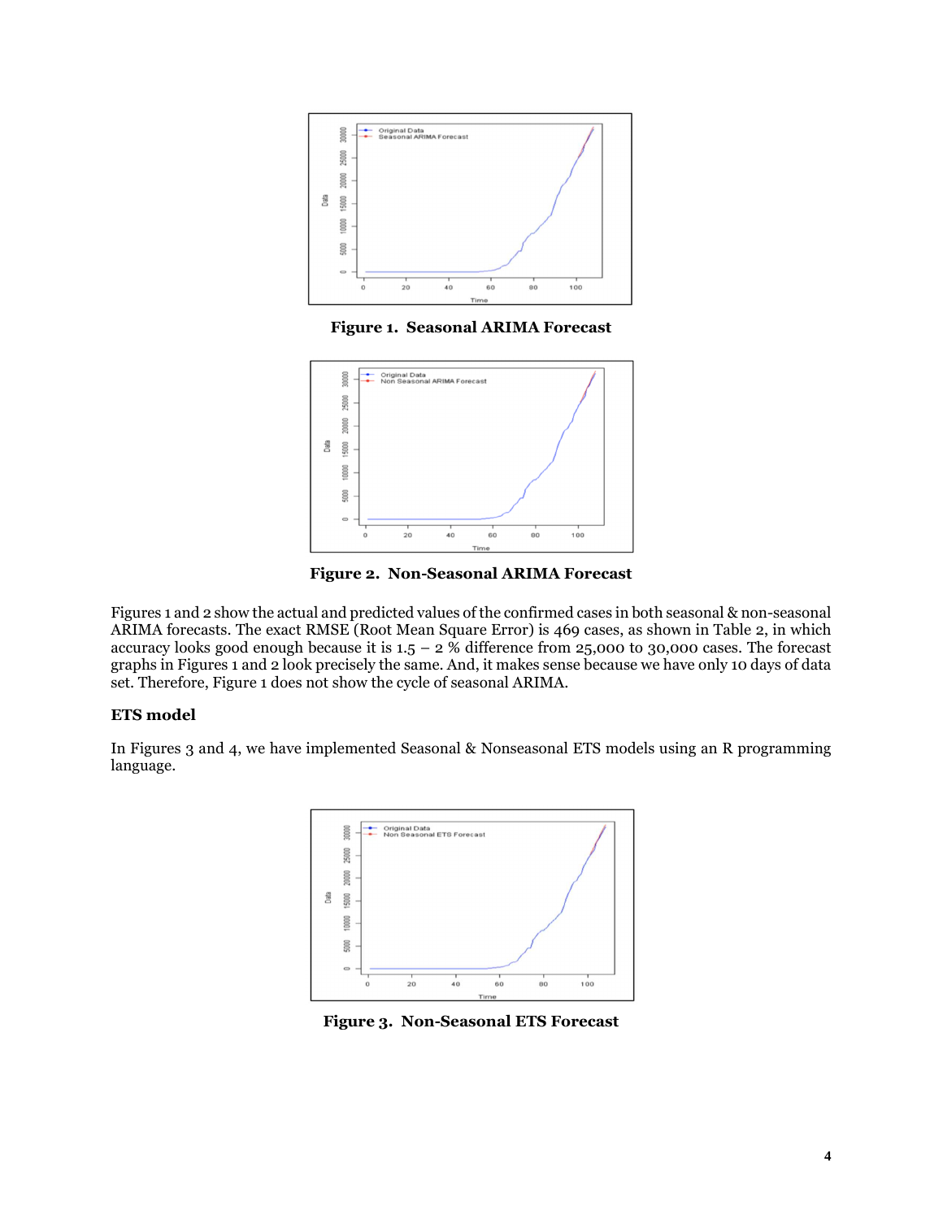Figure 1. Seasonal ARIMA Forecast

Figure 2. Non-Seasonal ARIMA Forecast

Figures 1 and 2 show the actual and predicted values of the confirmed cases in both seasonal & non-seasonal ARIMA forecasts. The exact RMSE (Root Mean Square Error) is 469 cases, as shown in Table 2, in which accuracy looks good enough because it is 1.5 – 2 % difference from 25,000 to 30,000 cases. The forecast graphs in Figures 1 and 2 look precisely the same. And, it makes sense because we have only 10 days of data set. Therefore, Figure 1 does not show the cycle of seasonal ARIMA.

### ETS model

In Figures 3 and 4, we have implemented Seasonal & Nonseasonal ETS models using an R programming language.

Figure 3. Non-Seasonal ETS Forecast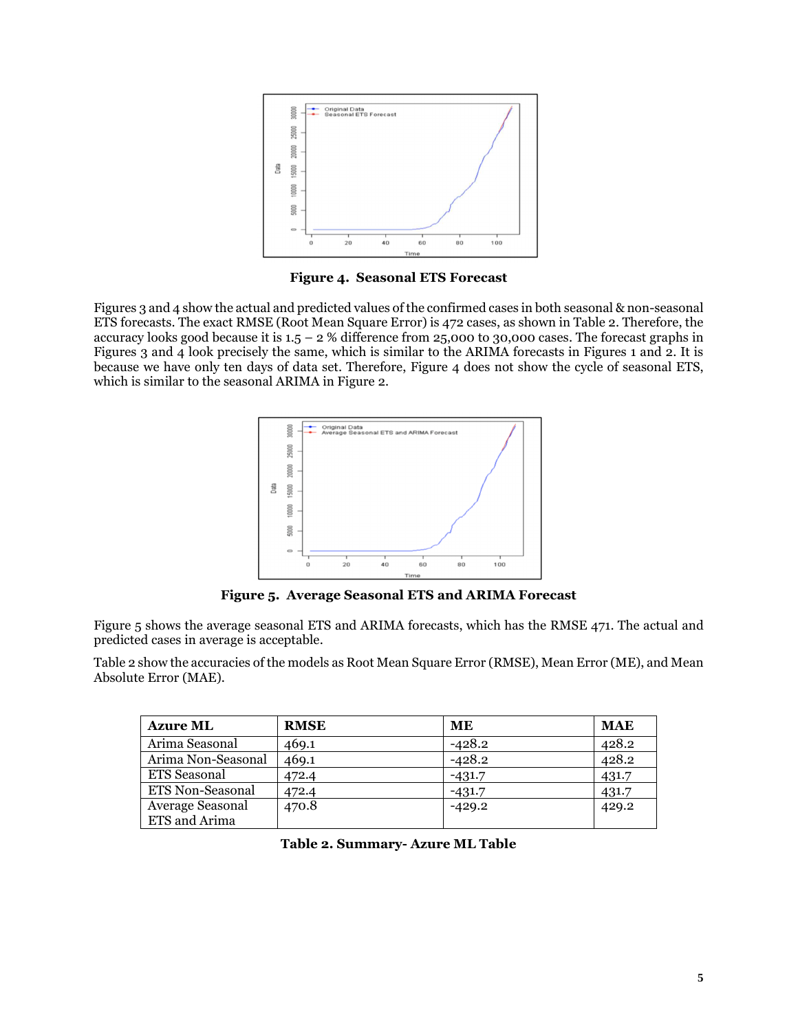**Figure 4. Seasonal ETS Forecast**

Figures 3 and 4 show the actual and predicted values of the confirmed cases in both seasonal & non-seasonal ETS forecasts. The exact RMSE (Root Mean Square Error) is 472 cases, as shown in Table 2. Therefore, the accuracy looks good because it is 1.5 – 2 % difference from 25,000 to 30,000 cases. The forecast graphs in Figures 3 and 4 look precisely the same, which is similar to the ARIMA forecasts in Figures 1 and 2. It is because we have only ten days of data set. Therefore, Figure 4 does not show the cycle of seasonal ETS, which is similar to the seasonal ARIMA in Figure 2.

**Figure 5. Average Seasonal ETS and ARIMA Forecast**

Figure 5 shows the average seasonal ETS and ARIMA forecasts, which has the RMSE 471. The actual and predicted cases in average is acceptable.

Table 2 show the accuracies of the models as Root Mean Square Error (RMSE), Mean Error (ME), and Mean Absolute Error (MAE).

| Azure ML | RMSE | ME | MAE |
|---|---|---|---|
| Arima Seasonal | 469.1 | -428.2 | 428.2 |
| Arima Non-Seasonal | 469.1 | -428.2 | 428.2 |
| ETS Seasonal | 472.4 | -431.7 | 431.7 |
| ETS Non-Seasonal | 472.4 | -431.7 | 431.7 |
| Average Seasonal ETS and Arima | 470.8 | -429.2 | 429.2 |

**Table 2. Summary- Azure ML Table**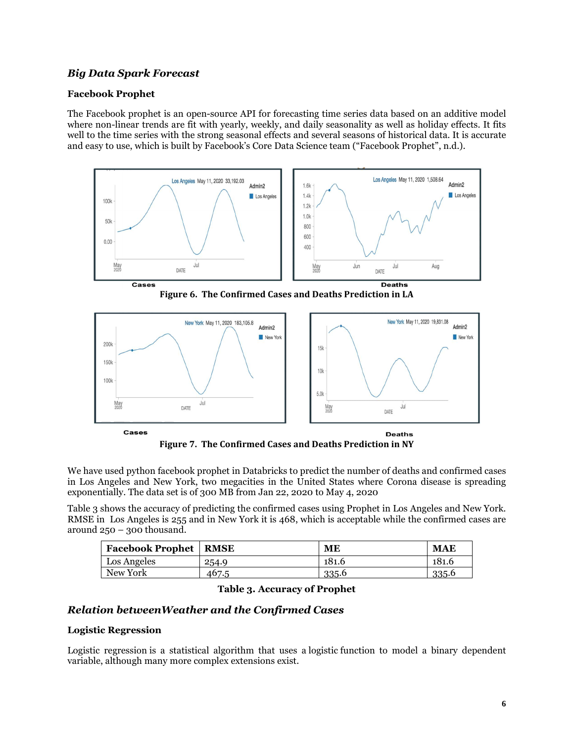## *Big Data Spark Forecast*

### Facebook Prophet

The Facebook prophet is an open-source API for forecasting time series data based on an additive model where non-linear trends are fit with yearly, weekly, and daily seasonality as well as holiday effects. It fits well to the time series with the strong seasonal effects and several seasons of historical data. It is accurate and easy to use, which is built by Facebook's Core Data Science team ("Facebook Prophet", n.d.).

Cases Deaths

**Figure 6. The Confirmed Cases and Deaths Prediction in LA**

Cases Deaths

**Figure 7. The Confirmed Cases and Deaths Prediction in NY**

We have used python facebook prophet in Databricks to predict the number of deaths and confirmed cases in Los Angeles and New York, two megacities in the United States where Corona disease is spreading exponentially. The data set is of 300 MB from Jan 22, 2020 to May 4, 2020

Table 3 shows the accuracy of predicting the confirmed cases using Prophet in Los Angeles and New York. RMSE in Los Angeles is 255 and in New York it is 468, which is acceptable while the confirmed cases are around 250 – 300 thousand.

| Facebook Prophet | RMSE | ME | MAE |
|---|---|---|---|
| Los Angeles | 254.9 | 181.6 | 181.6 |
| New York | 467.5 | 335.6 | 335.6 |

**Table 3. Accuracy of Prophet**

## *Relation betweenWeather and the Confirmed Cases*

### Logistic Regression

Logistic regression is a statistical algorithm that uses a logistic function to model a binary dependent variable, although many more complex extensions exist.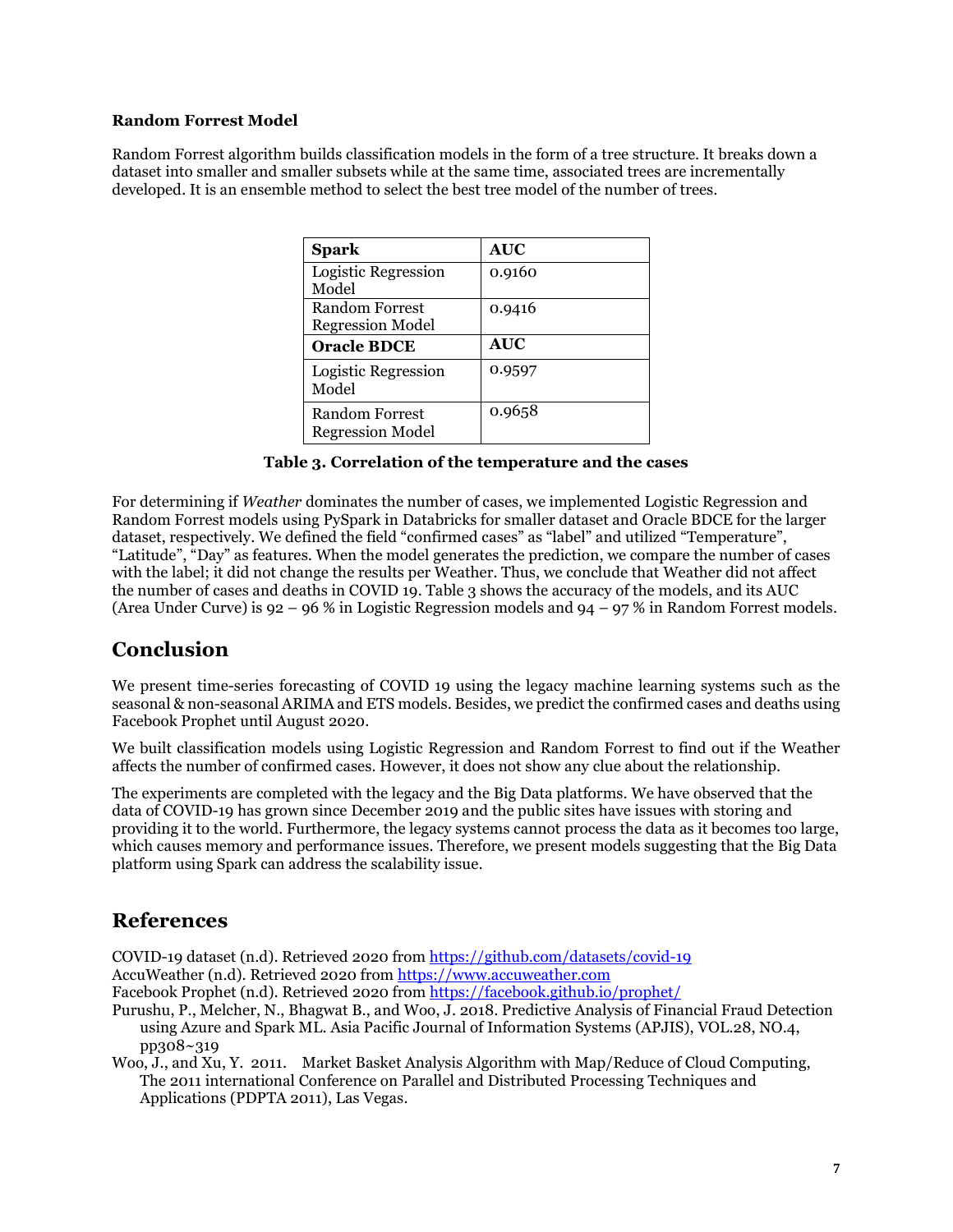**Random Forrest Model**

Random Forrest algorithm builds classification models in the form of a tree structure. It breaks down a dataset into smaller and smaller subsets while at the same time, associated trees are incrementally developed. It is an ensemble method to select the best tree model of the number of trees.

| **Spark** | **AUC** |
|---|---|
| Logistic Regression Model | 0.9160 |
| Random Forrest Regression Model | 0.9416 |
| **Oracle BDCE** | **AUC** |
| Logistic Regression Model | 0.9597 |
| Random Forrest Regression Model | 0.9658 |

**Table 3. Correlation of the temperature and the cases**

For determining if *Weather* dominates the number of cases, we implemented Logistic Regression and Random Forrest models using PySpark in Databricks for smaller dataset and Oracle BDCE for the larger dataset, respectively. We defined the field "confirmed cases" as "label" and utilized "Temperature", "Latitude", "Day" as features. When the model generates the prediction, we compare the number of cases with the label; it did not change the results per Weather. Thus, we conclude that Weather did not affect the number of cases and deaths in COVID 19. Table 3 shows the accuracy of the models, and its AUC (Area Under Curve) is 92 – 96 % in Logistic Regression models and 94 – 97 % in Random Forrest models.

## Conclusion

We present time-series forecasting of COVID 19 using the legacy machine learning systems such as the seasonal & non-seasonal ARIMA and ETS models. Besides, we predict the confirmed cases and deaths using Facebook Prophet until August 2020.

We built classification models using Logistic Regression and Random Forrest to find out if the Weather affects the number of confirmed cases. However, it does not show any clue about the relationship.

The experiments are completed with the legacy and the Big Data platforms. We have observed that the data of COVID-19 has grown since December 2019 and the public sites have issues with storing and providing it to the world. Furthermore, the legacy systems cannot process the data as it becomes too large, which causes memory and performance issues. Therefore, we present models suggesting that the Big Data platform using Spark can address the scalability issue.

## References

COVID-19 dataset (n.d). Retrieved 2020 from https://github.com/datasets/covid-19

AccuWeather (n.d). Retrieved 2020 from https://www.accuweather.com

Facebook Prophet (n.d). Retrieved 2020 from https://facebook.github.io/prophet/

Purushu, P., Melcher, N., Bhagwat B., and Woo, J. 2018. Predictive Analysis of Financial Fraud Detection using Azure and Spark ML. Asia Pacific Journal of Information Systems (APJIS), VOL.28, NO.4, pp308~319

Woo, J., and Xu, Y. 2011. Market Basket Analysis Algorithm with Map/Reduce of Cloud Computing, The 2011 international Conference on Parallel and Distributed Processing Techniques and Applications (PDPTA 2011), Las Vegas.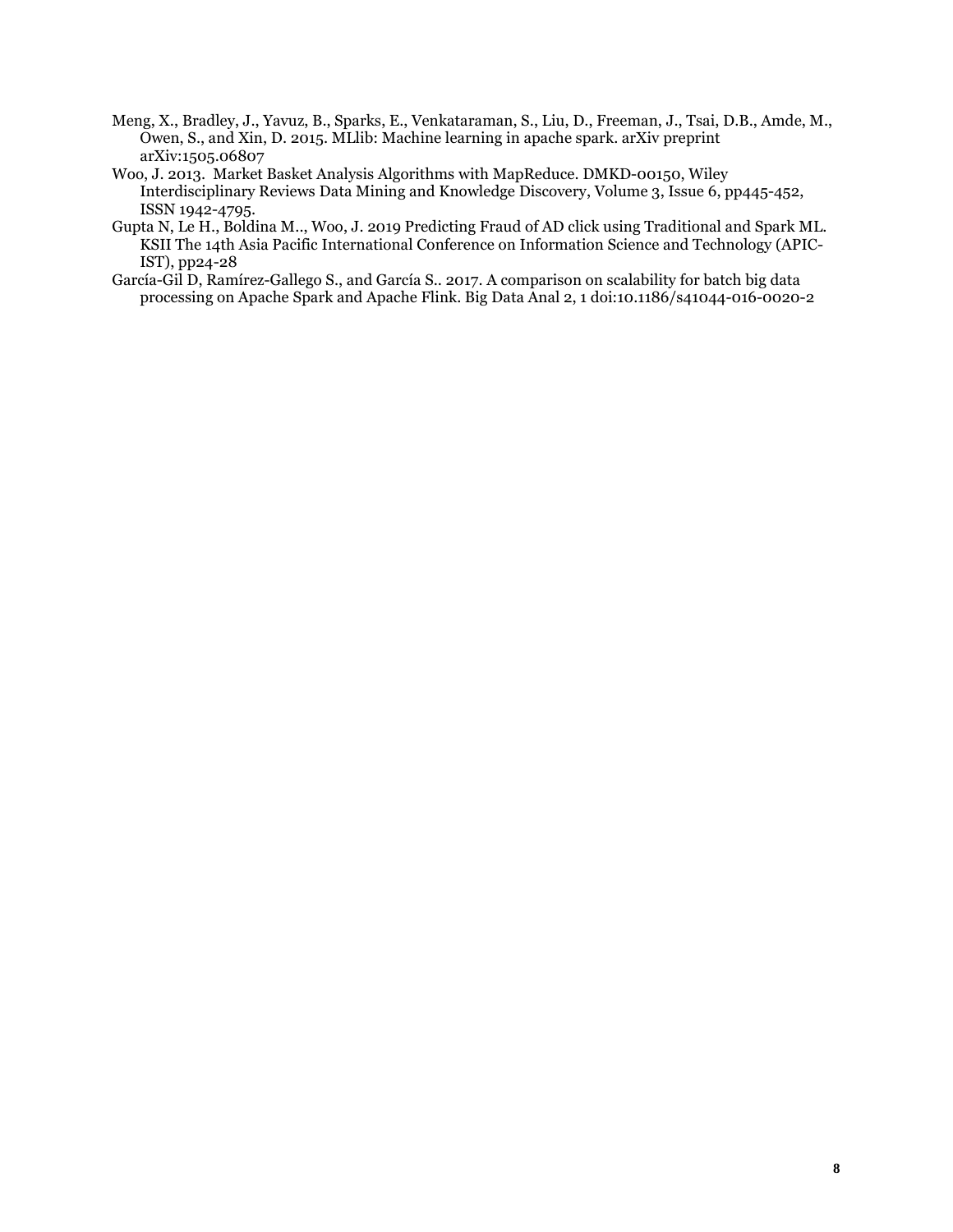Meng, X., Bradley, J., Yavuz, B., Sparks, E., Venkataraman, S., Liu, D., Freeman, J., Tsai, D.B., Amde, M., Owen, S., and Xin, D. 2015. MLlib: Machine learning in apache spark. arXiv preprint arXiv:1505.06807

Woo, J. 2013. Market Basket Analysis Algorithms with MapReduce. DMKD-00150, Wiley Interdisciplinary Reviews Data Mining and Knowledge Discovery, Volume 3, Issue 6, pp445-452, ISSN 1942-4795.

Gupta N, Le H., Boldina M.., Woo, J. 2019 Predicting Fraud of AD click using Traditional and Spark ML. KSII The 14th Asia Pacific International Conference on Information Science and Technology (APIC-IST), pp24-28

García-Gil D, Ramírez-Gallego S., and García S.. 2017. A comparison on scalability for batch big data processing on Apache Spark and Apache Flink. Big Data Anal 2, 1 doi:10.1186/s41044-016-0020-2